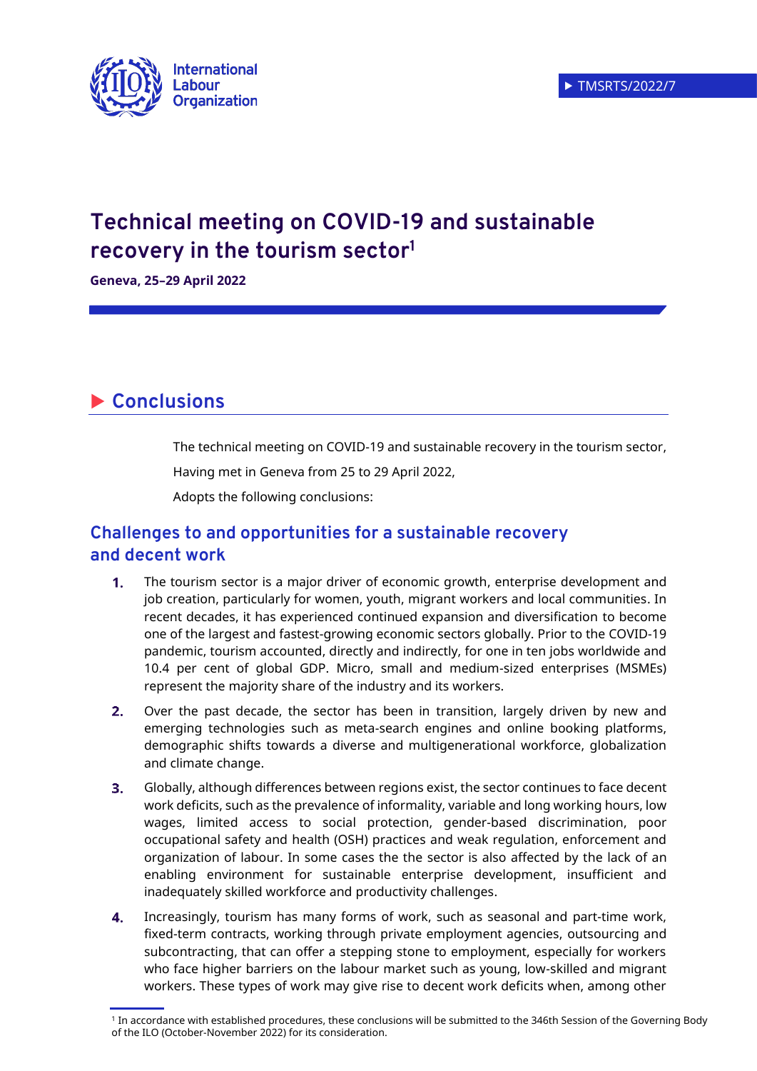TMSRTS/2022/7

# Technical meeting on COVID-19 and sustainable recovery in the tourism sector[1]

**Geneva, 25–29 April 2022**

## Conclusions

The technical meeting on COVID-19 and sustainable recovery in the tourism sector,

Having met in Geneva from 25 to 29 April 2022,

Adopts the following conclusions:

### Challenges to and opportunities for a sustainable recovery and decent work

**1.** The tourism sector is a major driver of economic growth, enterprise development and job creation, particularly for women, youth, migrant workers and local communities. In recent decades, it has experienced continued expansion and diversification to become one of the largest and fastest-growing economic sectors globally. Prior to the COVID-19 pandemic, tourism accounted, directly and indirectly, for one in ten jobs worldwide and 10.4 per cent of global GDP. Micro, small and medium-sized enterprises (MSMEs) represent the majority share of the industry and its workers.

**2.** Over the past decade, the sector has been in transition, largely driven by new and emerging technologies such as meta-search engines and online booking platforms, demographic shifts towards a diverse and multigenerational workforce, globalization and climate change.

**3.** Globally, although differences between regions exist, the sector continues to face decent work deficits, such as the prevalence of informality, variable and long working hours, low wages, limited access to social protection, gender-based discrimination, poor occupational safety and health (OSH) practices and weak regulation, enforcement and organization of labour. In some cases the the sector is also affected by the lack of an enabling environment for sustainable enterprise development, insufficient and inadequately skilled workforce and productivity challenges.

**4.** Increasingly, tourism has many forms of work, such as seasonal and part-time work, fixed-term contracts, working through private employment agencies, outsourcing and subcontracting, that can offer a stepping stone to employment, especially for workers who face higher barriers on the labour market such as young, low-skilled and migrant workers. These types of work may give rise to decent work deficits when, among other

[1] In accordance with established procedures, these conclusions will be submitted to the 346th Session of the Governing Body of the ILO (October-November 2022) for its consideration.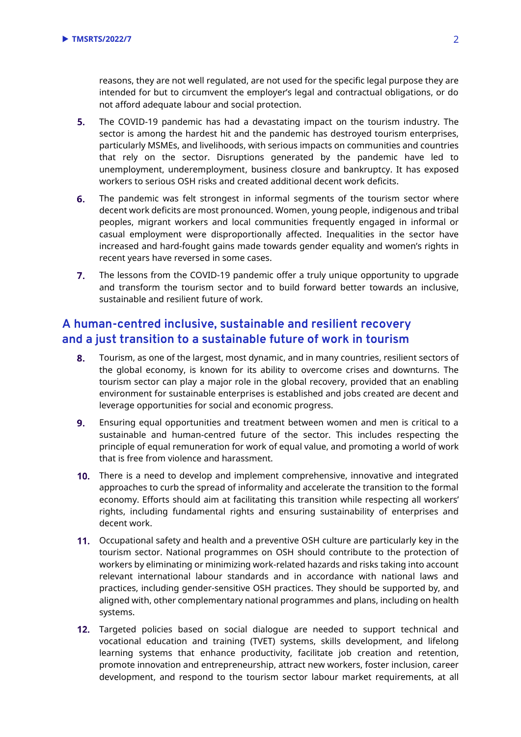reasons, they are not well regulated, are not used for the specific legal purpose they are intended for but to circumvent the employer's legal and contractual obligations, or do not afford adequate labour and social protection.

5. The COVID-19 pandemic has had a devastating impact on the tourism industry. The sector is among the hardest hit and the pandemic has destroyed tourism enterprises, particularly MSMEs, and livelihoods, with serious impacts on communities and countries that rely on the sector. Disruptions generated by the pandemic have led to unemployment, underemployment, business closure and bankruptcy. It has exposed workers to serious OSH risks and created additional decent work deficits.

6. The pandemic was felt strongest in informal segments of the tourism sector where decent work deficits are most pronounced. Women, young people, indigenous and tribal peoples, migrant workers and local communities frequently engaged in informal or casual employment were disproportionally affected. Inequalities in the sector have increased and hard-fought gains made towards gender equality and women's rights in recent years have reversed in some cases.

7. The lessons from the COVID-19 pandemic offer a truly unique opportunity to upgrade and transform the tourism sector and to build forward better towards an inclusive, sustainable and resilient future of work.

## A human-centred inclusive, sustainable and resilient recovery and a just transition to a sustainable future of work in tourism

8. Tourism, as one of the largest, most dynamic, and in many countries, resilient sectors of the global economy, is known for its ability to overcome crises and downturns. The tourism sector can play a major role in the global recovery, provided that an enabling environment for sustainable enterprises is established and jobs created are decent and leverage opportunities for social and economic progress.

9. Ensuring equal opportunities and treatment between women and men is critical to a sustainable and human-centred future of the sector. This includes respecting the principle of equal remuneration for work of equal value, and promoting a world of work that is free from violence and harassment.

10. There is a need to develop and implement comprehensive, innovative and integrated approaches to curb the spread of informality and accelerate the transition to the formal economy. Efforts should aim at facilitating this transition while respecting all workers' rights, including fundamental rights and ensuring sustainability of enterprises and decent work.

11. Occupational safety and health and a preventive OSH culture are particularly key in the tourism sector. National programmes on OSH should contribute to the protection of workers by eliminating or minimizing work-related hazards and risks taking into account relevant international labour standards and in accordance with national laws and practices, including gender-sensitive OSH practices. They should be supported by, and aligned with, other complementary national programmes and plans, including on health systems.

12. Targeted policies based on social dialogue are needed to support technical and vocational education and training (TVET) systems, skills development, and lifelong learning systems that enhance productivity, facilitate job creation and retention, promote innovation and entrepreneurship, attract new workers, foster inclusion, career development, and respond to the tourism sector labour market requirements, at all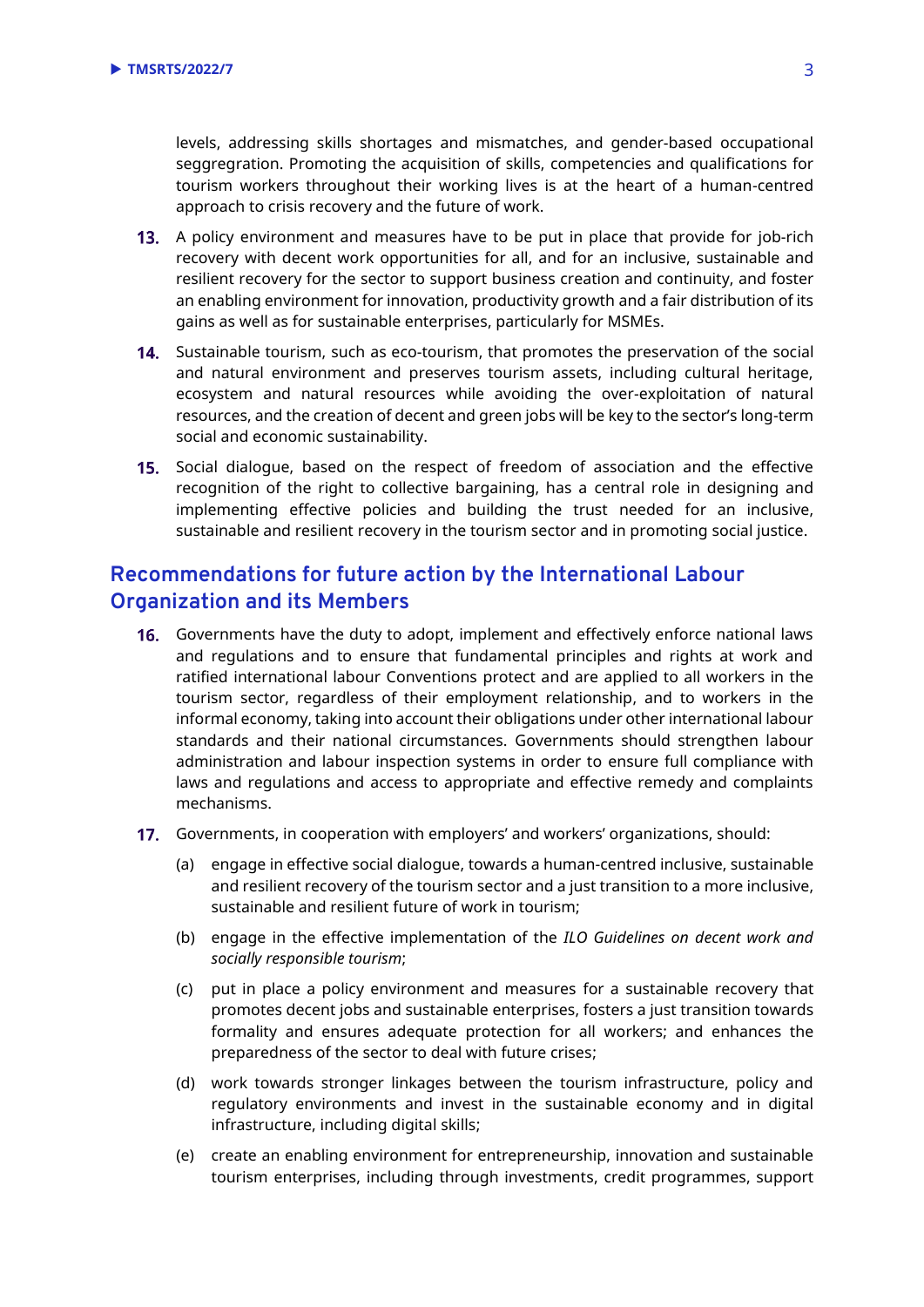levels, addressing skills shortages and mismatches, and gender-based occupational seggregation. Promoting the acquisition of skills, competencies and qualifications for tourism workers throughout their working lives is at the heart of a human-centred approach to crisis recovery and the future of work.

**13.** A policy environment and measures have to be put in place that provide for job-rich recovery with decent work opportunities for all, and for an inclusive, sustainable and resilient recovery for the sector to support business creation and continuity, and foster an enabling environment for innovation, productivity growth and a fair distribution of its gains as well as for sustainable enterprises, particularly for MSMEs.

**14.** Sustainable tourism, such as eco-tourism, that promotes the preservation of the social and natural environment and preserves tourism assets, including cultural heritage, ecosystem and natural resources while avoiding the over-exploitation of natural resources, and the creation of decent and green jobs will be key to the sector's long-term social and economic sustainability.

**15.** Social dialogue, based on the respect of freedom of association and the effective recognition of the right to collective bargaining, has a central role in designing and implementing effective policies and building the trust needed for an inclusive, sustainable and resilient recovery in the tourism sector and in promoting social justice.

## Recommendations for future action by the International Labour Organization and its Members

**16.** Governments have the duty to adopt, implement and effectively enforce national laws and regulations and to ensure that fundamental principles and rights at work and ratified international labour Conventions protect and are applied to all workers in the tourism sector, regardless of their employment relationship, and to workers in the informal economy, taking into account their obligations under other international labour standards and their national circumstances. Governments should strengthen labour administration and labour inspection systems in order to ensure full compliance with laws and regulations and access to appropriate and effective remedy and complaints mechanisms.

**17.** Governments, in cooperation with employers' and workers' organizations, should:

(a) engage in effective social dialogue, towards a human-centred inclusive, sustainable and resilient recovery of the tourism sector and a just transition to a more inclusive, sustainable and resilient future of work in tourism;

(b) engage in the effective implementation of the *ILO Guidelines on decent work and socially responsible tourism*;

(c) put in place a policy environment and measures for a sustainable recovery that promotes decent jobs and sustainable enterprises, fosters a just transition towards formality and ensures adequate protection for all workers; and enhances the preparedness of the sector to deal with future crises;

(d) work towards stronger linkages between the tourism infrastructure, policy and regulatory environments and invest in the sustainable economy and in digital infrastructure, including digital skills;

(e) create an enabling environment for entrepreneurship, innovation and sustainable tourism enterprises, including through investments, credit programmes, support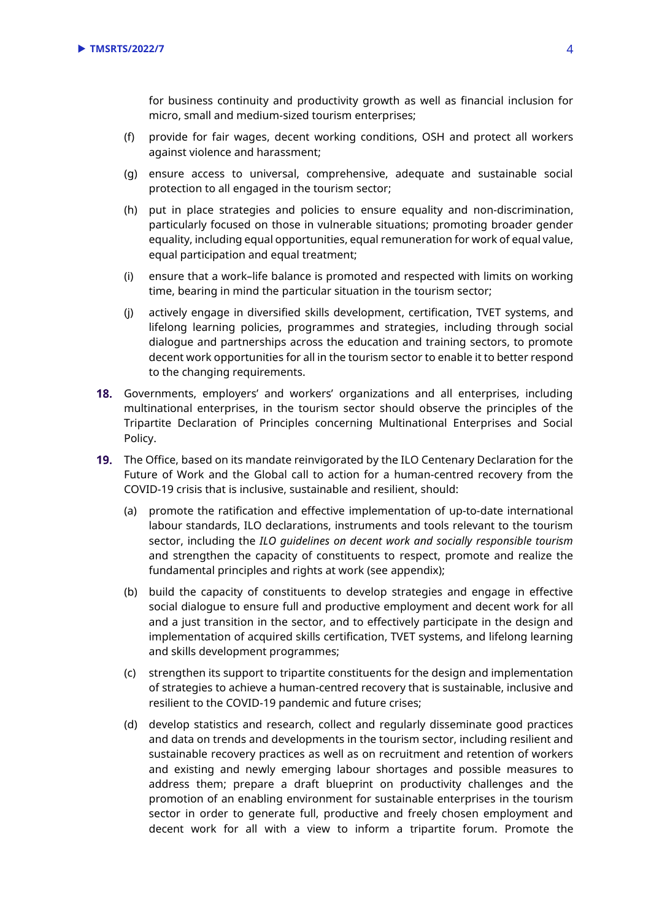for business continuity and productivity growth as well as financial inclusion for micro, small and medium-sized tourism enterprises;

(f) provide for fair wages, decent working conditions, OSH and protect all workers against violence and harassment;

(g) ensure access to universal, comprehensive, adequate and sustainable social protection to all engaged in the tourism sector;

(h) put in place strategies and policies to ensure equality and non-discrimination, particularly focused on those in vulnerable situations; promoting broader gender equality, including equal opportunities, equal remuneration for work of equal value, equal participation and equal treatment;

(i) ensure that a work–life balance is promoted and respected with limits on working time, bearing in mind the particular situation in the tourism sector;

(j) actively engage in diversified skills development, certification, TVET systems, and lifelong learning policies, programmes and strategies, including through social dialogue and partnerships across the education and training sectors, to promote decent work opportunities for all in the tourism sector to enable it to better respond to the changing requirements.

**18.** Governments, employers' and workers' organizations and all enterprises, including multinational enterprises, in the tourism sector should observe the principles of the Tripartite Declaration of Principles concerning Multinational Enterprises and Social Policy.

**19.** The Office, based on its mandate reinvigorated by the ILO Centenary Declaration for the Future of Work and the Global call to action for a human-centred recovery from the COVID-19 crisis that is inclusive, sustainable and resilient, should:

(a) promote the ratification and effective implementation of up-to-date international labour standards, ILO declarations, instruments and tools relevant to the tourism sector, including the *ILO guidelines on decent work and socially responsible tourism* and strengthen the capacity of constituents to respect, promote and realize the fundamental principles and rights at work (see appendix);

(b) build the capacity of constituents to develop strategies and engage in effective social dialogue to ensure full and productive employment and decent work for all and a just transition in the sector, and to effectively participate in the design and implementation of acquired skills certification, TVET systems, and lifelong learning and skills development programmes;

(c) strengthen its support to tripartite constituents for the design and implementation of strategies to achieve a human-centred recovery that is sustainable, inclusive and resilient to the COVID-19 pandemic and future crises;

(d) develop statistics and research, collect and regularly disseminate good practices and data on trends and developments in the tourism sector, including resilient and sustainable recovery practices as well as on recruitment and retention of workers and existing and newly emerging labour shortages and possible measures to address them; prepare a draft blueprint on productivity challenges and the promotion of an enabling environment for sustainable enterprises in the tourism sector in order to generate full, productive and freely chosen employment and decent work for all with a view to inform a tripartite forum. Promote the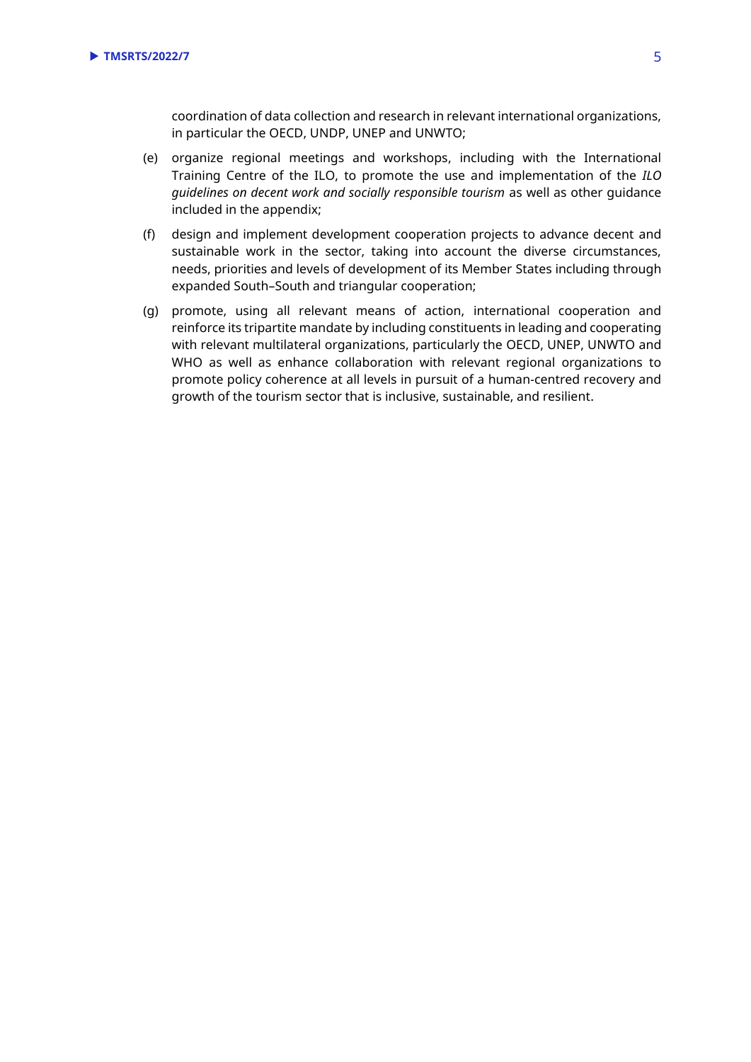coordination of data collection and research in relevant international organizations, in particular the OECD, UNDP, UNEP and UNWTO;

(e) organize regional meetings and workshops, including with the International Training Centre of the ILO, to promote the use and implementation of the *ILO guidelines on decent work and socially responsible tourism* as well as other guidance included in the appendix;

(f) design and implement development cooperation projects to advance decent and sustainable work in the sector, taking into account the diverse circumstances, needs, priorities and levels of development of its Member States including through expanded South–South and triangular cooperation;

(g) promote, using all relevant means of action, international cooperation and reinforce its tripartite mandate by including constituents in leading and cooperating with relevant multilateral organizations, particularly the OECD, UNEP, UNWTO and WHO as well as enhance collaboration with relevant regional organizations to promote policy coherence at all levels in pursuit of a human-centred recovery and growth of the tourism sector that is inclusive, sustainable, and resilient.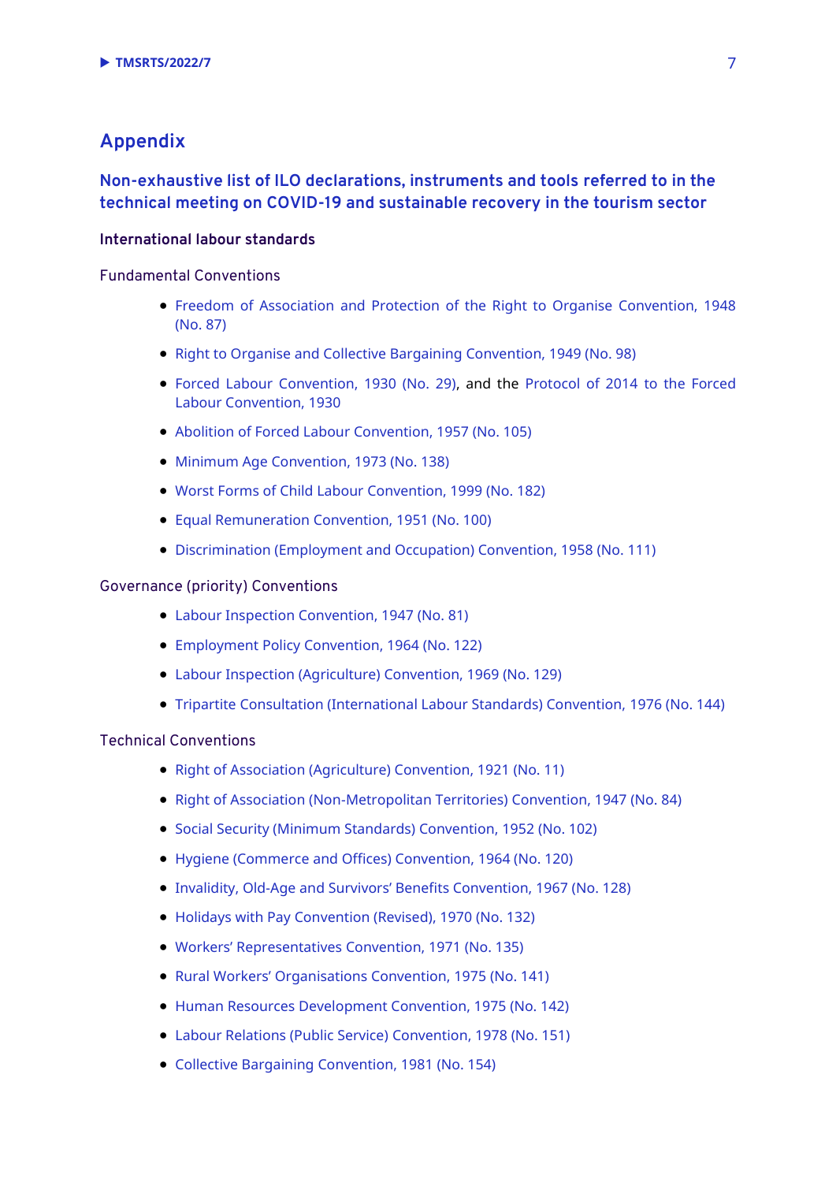# Appendix

## Non-exhaustive list of ILO declarations, instruments and tools referred to in the technical meeting on COVID-19 and sustainable recovery in the tourism sector

### International labour standards

Fundamental Conventions

- Freedom of Association and Protection of the Right to Organise Convention, 1948 (No. 87)
- Right to Organise and Collective Bargaining Convention, 1949 (No. 98)
- Forced Labour Convention, 1930 (No. 29), and the Protocol of 2014 to the Forced Labour Convention, 1930
- Abolition of Forced Labour Convention, 1957 (No. 105)
- Minimum Age Convention, 1973 (No. 138)
- Worst Forms of Child Labour Convention, 1999 (No. 182)
- Equal Remuneration Convention, 1951 (No. 100)
- Discrimination (Employment and Occupation) Convention, 1958 (No. 111)

Governance (priority) Conventions

- Labour Inspection Convention, 1947 (No. 81)
- Employment Policy Convention, 1964 (No. 122)
- Labour Inspection (Agriculture) Convention, 1969 (No. 129)
- Tripartite Consultation (International Labour Standards) Convention, 1976 (No. 144)

Technical Conventions

- Right of Association (Agriculture) Convention, 1921 (No. 11)
- Right of Association (Non-Metropolitan Territories) Convention, 1947 (No. 84)
- Social Security (Minimum Standards) Convention, 1952 (No. 102)
- Hygiene (Commerce and Offices) Convention, 1964 (No. 120)
- Invalidity, Old-Age and Survivors' Benefits Convention, 1967 (No. 128)
- Holidays with Pay Convention (Revised), 1970 (No. 132)
- Workers' Representatives Convention, 1971 (No. 135)
- Rural Workers' Organisations Convention, 1975 (No. 141)
- Human Resources Development Convention, 1975 (No. 142)
- Labour Relations (Public Service) Convention, 1978 (No. 151)
- Collective Bargaining Convention, 1981 (No. 154)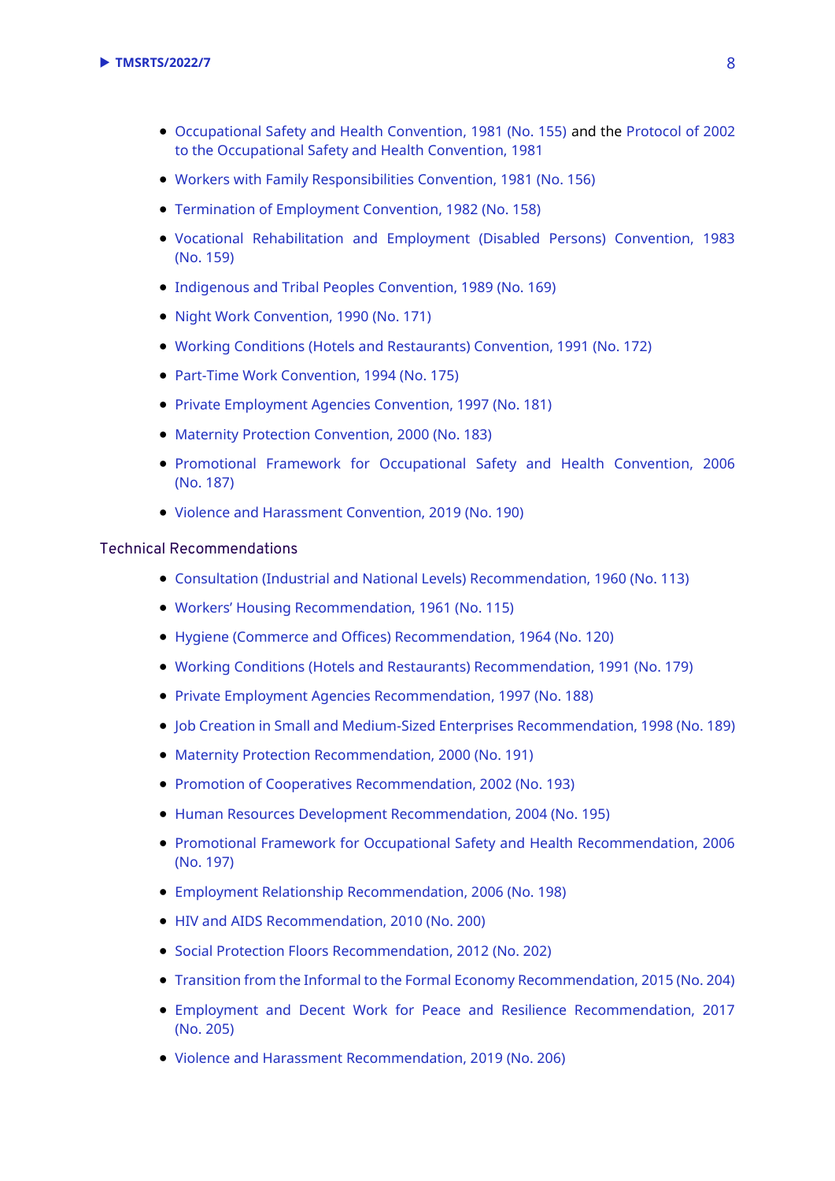- Occupational Safety and Health Convention, 1981 (No. 155) and the Protocol of 2002 to the Occupational Safety and Health Convention, 1981
- Workers with Family Responsibilities Convention, 1981 (No. 156)
- Termination of Employment Convention, 1982 (No. 158)
- Vocational Rehabilitation and Employment (Disabled Persons) Convention, 1983 (No. 159)
- Indigenous and Tribal Peoples Convention, 1989 (No. 169)
- Night Work Convention, 1990 (No. 171)
- Working Conditions (Hotels and Restaurants) Convention, 1991 (No. 172)
- Part-Time Work Convention, 1994 (No. 175)
- Private Employment Agencies Convention, 1997 (No. 181)
- Maternity Protection Convention, 2000 (No. 183)
- Promotional Framework for Occupational Safety and Health Convention, 2006 (No. 187)
- Violence and Harassment Convention, 2019 (No. 190)

Technical Recommendations

- Consultation (Industrial and National Levels) Recommendation, 1960 (No. 113)
- Workers' Housing Recommendation, 1961 (No. 115)
- Hygiene (Commerce and Offices) Recommendation, 1964 (No. 120)
- Working Conditions (Hotels and Restaurants) Recommendation, 1991 (No. 179)
- Private Employment Agencies Recommendation, 1997 (No. 188)
- Job Creation in Small and Medium-Sized Enterprises Recommendation, 1998 (No. 189)
- Maternity Protection Recommendation, 2000 (No. 191)
- Promotion of Cooperatives Recommendation, 2002 (No. 193)
- Human Resources Development Recommendation, 2004 (No. 195)
- Promotional Framework for Occupational Safety and Health Recommendation, 2006 (No. 197)
- Employment Relationship Recommendation, 2006 (No. 198)
- HIV and AIDS Recommendation, 2010 (No. 200)
- Social Protection Floors Recommendation, 2012 (No. 202)
- Transition from the Informal to the Formal Economy Recommendation, 2015 (No. 204)
- Employment and Decent Work for Peace and Resilience Recommendation, 2017 (No. 205)
- Violence and Harassment Recommendation, 2019 (No. 206)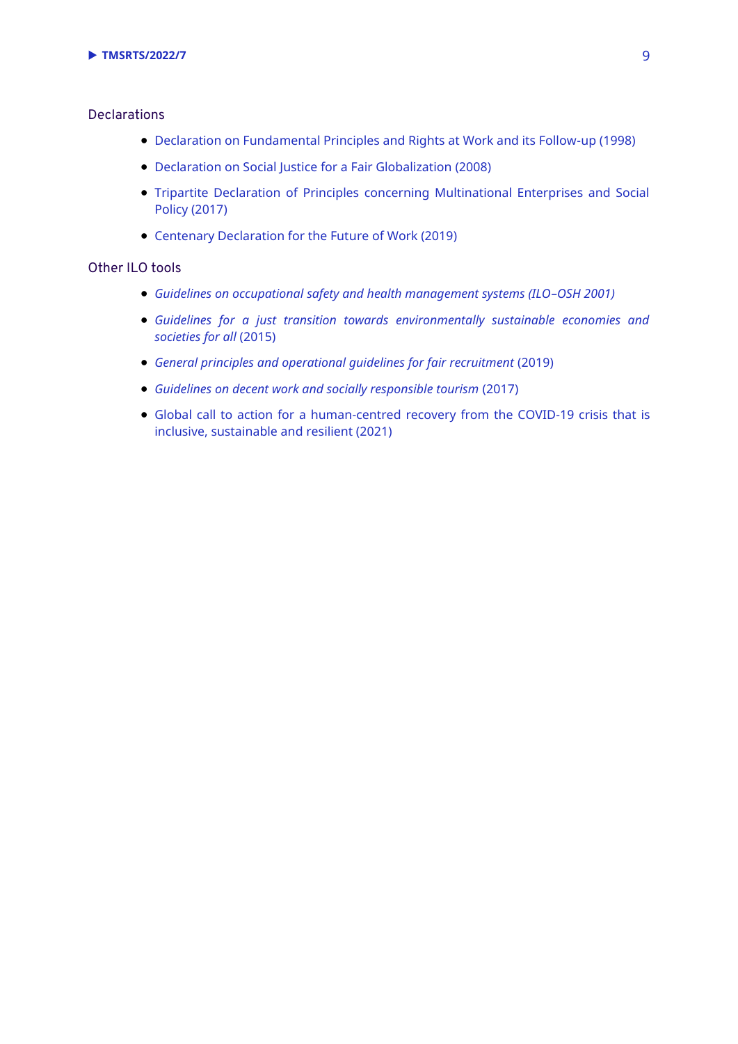### Declarations

- Declaration on Fundamental Principles and Rights at Work and its Follow-up (1998)
- Declaration on Social Justice for a Fair Globalization (2008)
- Tripartite Declaration of Principles concerning Multinational Enterprises and Social Policy (2017)
- Centenary Declaration for the Future of Work (2019)

### Other ILO tools

- *Guidelines on occupational safety and health management systems (ILO–OSH 2001)*
- *Guidelines for a just transition towards environmentally sustainable economies and societies for all* (2015)
- *General principles and operational guidelines for fair recruitment* (2019)
- *Guidelines on decent work and socially responsible tourism* (2017)
- Global call to action for a human-centred recovery from the COVID-19 crisis that is inclusive, sustainable and resilient (2021)